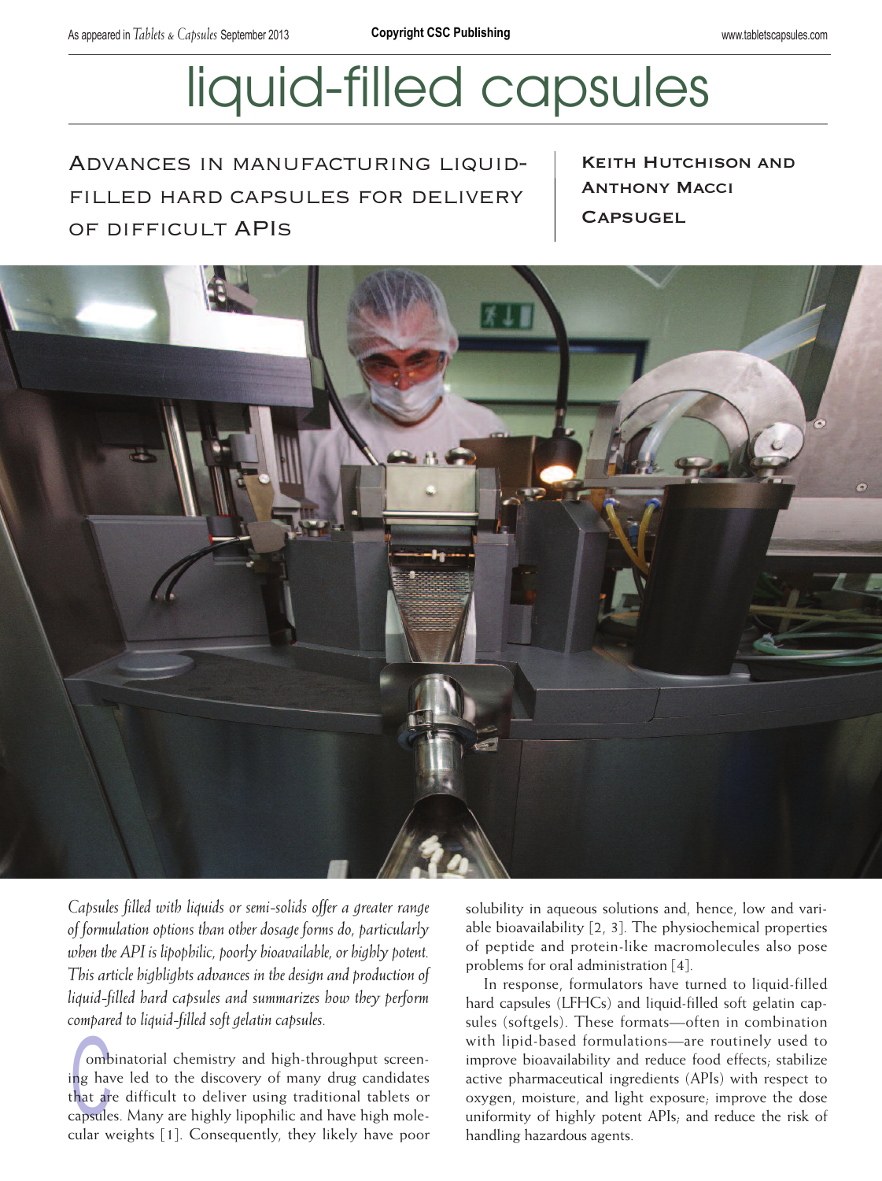# liquid-filled capsules

## Advances in manufacturing liquid-filled hard capsules for delivery of difficult APIs

**Keith Hutchison and Anthony Macci**
**Capsugel**

*Capsules filled with liquids or semi-solids offer a greater range of formulation options than other dosage forms do, particularly when the API is lipophilic, poorly bioavailable, or highly potent. This article highlights advances in the design and production of liquid-filled hard capsules and summarizes how they perform compared to liquid-filled soft gelatin capsules.*

Combinatorial chemistry and high-throughput screening have led to the discovery of many drug candidates that are difficult to deliver using traditional tablets or capsules. Many are highly lipophilic and have high molecular weights [1]. Consequently, they likely have poor solubility in aqueous solutions and, hence, low and variable bioavailability [2, 3]. The physiochemical properties of peptide and protein-like macromolecules also pose problems for oral administration [4].

In response, formulators have turned to liquid-filled hard capsules (LFHCs) and liquid-filled soft gelatin capsules (softgels). These formats—often in combination with lipid-based formulations—are routinely used to improve bioavailability and reduce food effects; stabilize active pharmaceutical ingredients (APIs) with respect to oxygen, moisture, and light exposure; improve the dose uniformity of highly potent APIs; and reduce the risk of handling hazardous agents.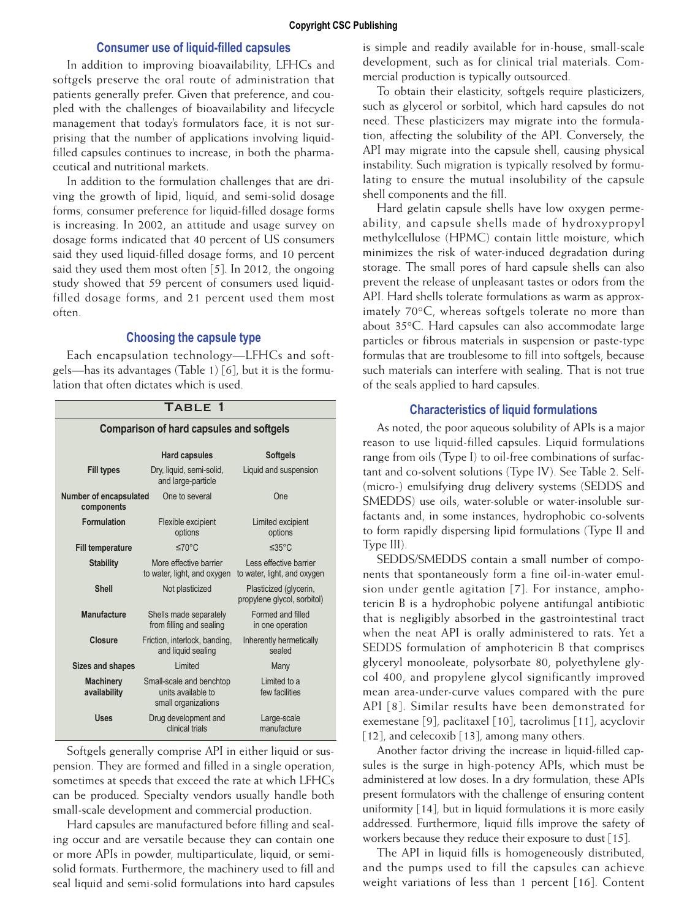## Consumer use of liquid-filled capsules

In addition to improving bioavailability, LFHCs and softgels preserve the oral route of administration that patients generally prefer. Given that preference, and coupled with the challenges of bioavailability and lifecycle management that today's formulators face, it is not surprising that the number of applications involving liquid-filled capsules continues to increase, in both the pharmaceutical and nutritional markets.

In addition to the formulation challenges that are driving the growth of lipid, liquid, and semi-solid dosage forms, consumer preference for liquid-filled dosage forms is increasing. In 2002, an attitude and usage survey on dosage forms indicated that 40 percent of US consumers said they used liquid-filled dosage forms, and 10 percent said they used them most often [5]. In 2012, the ongoing study showed that 59 percent of consumers used liquid-filled dosage forms, and 21 percent used them most often.

## Choosing the capsule type

Each encapsulation technology—LFHCs and softgels—has its advantages (Table 1) [6], but it is the formulation that often dictates which is used.

**Table 1**

**Comparison of hard capsules and softgels**

| | Hard capsules | Softgels |
|---|---|---|
| **Fill types** | Dry, liquid, semi-solid, and large-particle | Liquid and suspension |
| **Number of encapsulated components** | One to several | One |
| **Formulation** | Flexible excipient options | Limited excipient options |
| **Fill temperature** | ≤70°C | ≤35°C |
| **Stability** | More effective barrier to water, light, and oxygen | Less effective barrier to water, light, and oxygen |
| **Shell** | Not plasticized | Plasticized (glycerin, propylene glycol, sorbitol) |
| **Manufacture** | Shells made separately from filling and sealing | Formed and filled in one operation |
| **Closure** | Friction, interlock, banding, and liquid sealing | Inherently hermetically sealed |
| **Sizes and shapes** | Limited | Many |
| **Machinery availability** | Small-scale and benchtop units available to small organizations | Limited to a few facilities |
| **Uses** | Drug development and clinical trials | Large-scale manufacture |

Softgels generally comprise API in either liquid or suspension. They are formed and filled in a single operation, sometimes at speeds that exceed the rate at which LFHCs can be produced. Specialty vendors usually handle both small-scale development and commercial production.

Hard capsules are manufactured before filling and sealing occur and are versatile because they can contain one or more APIs in powder, multiparticulate, liquid, or semi-solid formats. Furthermore, the machinery used to fill and seal liquid and semi-solid formulations into hard capsules is simple and readily available for in-house, small-scale development, such as for clinical trial materials. Commercial production is typically outsourced.

To obtain their elasticity, softgels require plasticizers, such as glycerol or sorbitol, which hard capsules do not need. These plasticizers may migrate into the formulation, affecting the solubility of the API. Conversely, the API may migrate into the capsule shell, causing physical instability. Such migration is typically resolved by formulating to ensure the mutual insolubility of the capsule shell components and the fill.

Hard gelatin capsule shells have low oxygen permeability, and capsule shells made of hydroxypropyl methylcellulose (HPMC) contain little moisture, which minimizes the risk of water-induced degradation during storage. The small pores of hard capsule shells can also prevent the release of unpleasant tastes or odors from the API. Hard shells tolerate formulations as warm as approximately 70°C, whereas softgels tolerate no more than about 35°C. Hard capsules can also accommodate large particles or fibrous materials in suspension or paste-type formulas that are troublesome to fill into softgels, because such materials can interfere with sealing. That is not true of the seals applied to hard capsules.

## Characteristics of liquid formulations

As noted, the poor aqueous solubility of APIs is a major reason to use liquid-filled capsules. Liquid formulations range from oils (Type I) to oil-free combinations of surfactant and co-solvent solutions (Type IV). See Table 2. Self-(micro-) emulsifying drug delivery systems (SEDDS and SMEDDS) use oils, water-soluble or water-insoluble surfactants and, in some instances, hydrophobic co-solvents to form rapidly dispersing lipid formulations (Type II and Type III).

SEDDS/SMEDDS contain a small number of components that spontaneously form a fine oil-in-water emulsion under gentle agitation [7]. For instance, amphotericin B is a hydrophobic polyene antifungal antibiotic that is negligibly absorbed in the gastrointestinal tract when the neat API is orally administered to rats. Yet a SEDDS formulation of amphotericin B that comprises glyceryl monooleate, polysorbate 80, polyethylene glycol 400, and propylene glycol significantly improved mean area-under-curve values compared with the pure API [8]. Similar results have been demonstrated for exemestane [9], paclitaxel [10], tacrolimus [11], acyclovir [12], and celecoxib [13], among many others.

Another factor driving the increase in liquid-filled capsules is the surge in high-potency APIs, which must be administered at low doses. In a dry formulation, these APIs present formulators with the challenge of ensuring content uniformity [14], but in liquid formulations it is more easily addressed. Furthermore, liquid fills improve the safety of workers because they reduce their exposure to dust [15].

The API in liquid fills is homogeneously distributed, and the pumps used to fill the capsules can achieve weight variations of less than 1 percent [16]. Content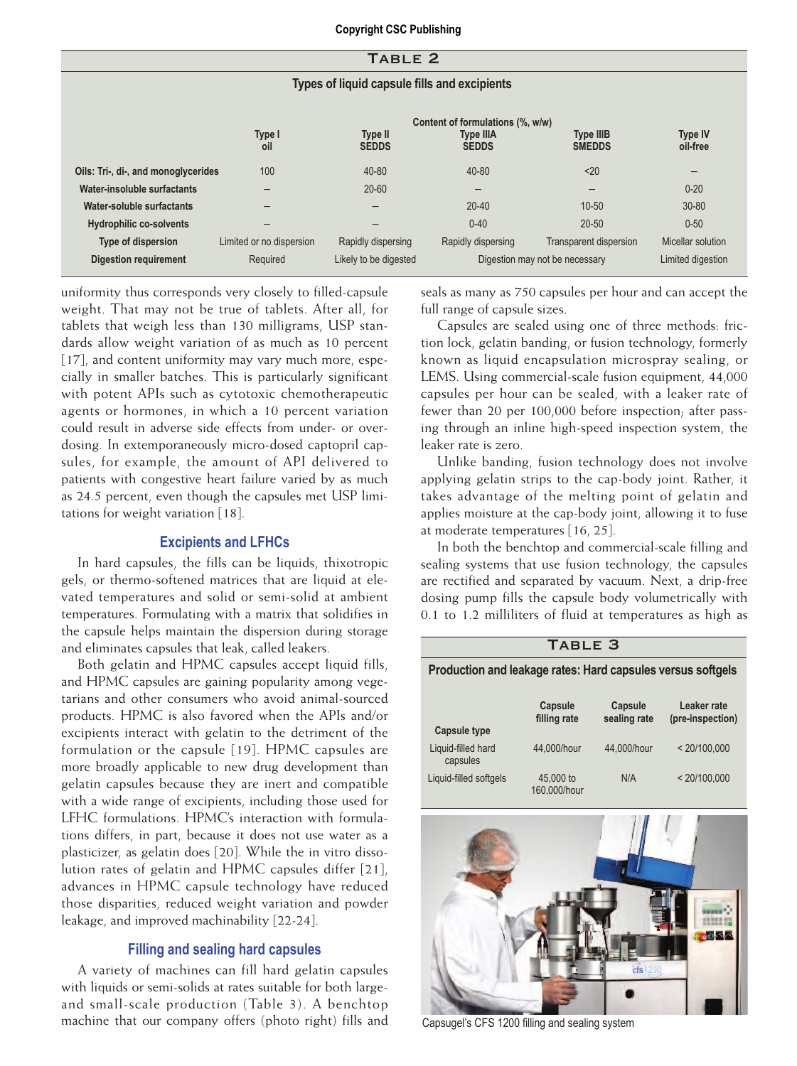**Table 2**

**Types of liquid capsule fills and excipients**

| | Content of formulations (%, w/w) | | | | |
|---|---|---|---|---|---|
| | Type I oil | Type II SEDDS | Type IIIA SEDDS | Type IIIB SMEDDS | Type IV oil-free |
| **Oils: Tri-, di-, and monoglycerides** | 100 | 40-80 | 40-80 | <20 | – |
| **Water-insoluble surfactants** | – | 20-60 | – | – | 0-20 |
| **Water-soluble surfactants** | – | – | 20-40 | 10-50 | 30-80 |
| **Hydrophilic co-solvents** | – | – | 0-40 | 20-50 | 0-50 |
| **Type of dispersion** | Limited or no dispersion | Rapidly dispersing | Rapidly dispersing | Transparent dispersion | Micellar solution |
| **Digestion requirement** | Required | Likely to be digested | Digestion may not be necessary | | Limited digestion |

uniformity thus corresponds very closely to filled-capsule weight. That may not be true of tablets. After all, for tablets that weigh less than 130 milligrams, USP standards allow weight variation of as much as 10 percent [17], and content uniformity may vary much more, especially in smaller batches. This is particularly significant with potent APIs such as cytotoxic chemotherapeutic agents or hormones, in which a 10 percent variation could result in adverse side effects from under- or overdosing. In extemporaneously micro-dosed captopril capsules, for example, the amount of API delivered to patients with congestive heart failure varied by as much as 24.5 percent, even though the capsules met USP limitations for weight variation [18].

## Excipients and LFHCs

In hard capsules, the fills can be liquids, thixotropic gels, or thermo-softened matrices that are liquid at elevated temperatures and solid or semi-solid at ambient temperatures. Formulating with a matrix that solidifies in the capsule helps maintain the dispersion during storage and eliminates capsules that leak, called leakers.

Both gelatin and HPMC capsules accept liquid fills, and HPMC capsules are gaining popularity among vegetarians and other consumers who avoid animal-sourced products. HPMC is also favored when the APIs and/or excipients interact with gelatin to the detriment of the formulation or the capsule [19]. HPMC capsules are more broadly applicable to new drug development than gelatin capsules because they are inert and compatible with a wide range of excipients, including those used for LFHC formulations. HPMC's interaction with formulations differs, in part, because it does not use water as a plasticizer, as gelatin does [20]. While the in vitro dissolution rates of gelatin and HPMC capsules differ [21], advances in HPMC capsule technology have reduced those disparities, reduced weight variation and powder leakage, and improved machinability [22-24].

## Filling and sealing hard capsules

A variety of machines can fill hard gelatin capsules with liquids or semi-solids at rates suitable for both large- and small-scale production (Table 3). A benchtop machine that our company offers (photo right) fills and seals as many as 750 capsules per hour and can accept the full range of capsule sizes.

Capsules are sealed using one of three methods: friction lock, gelatin banding, or fusion technology, formerly known as liquid encapsulation microspray sealing, or LEMS. Using commercial-scale fusion equipment, 44,000 capsules per hour can be sealed, with a leaker rate of fewer than 20 per 100,000 before inspection; after passing through an inline high-speed inspection system, the leaker rate is zero.

Unlike banding, fusion technology does not involve applying gelatin strips to the cap-body joint. Rather, it takes advantage of the melting point of gelatin and applies moisture at the cap-body joint, allowing it to fuse at moderate temperatures [16, 25].

In both the benchtop and commercial-scale filling and sealing systems that use fusion technology, the capsules are rectified and separated by vacuum. Next, a drip-free dosing pump fills the capsule body volumetrically with 0.1 to 1.2 milliliters of fluid at temperatures as high as

**Table 3**

**Production and leakage rates: Hard capsules versus softgels**

| Capsule type | Capsule filling rate | Capsule sealing rate | Leaker rate (pre-inspection) |
|---|---|---|---|
| Liquid-filled hard capsules | 44,000/hour | 44,000/hour | < 20/100,000 |
| Liquid-filled softgels | 45,000 to 160,000/hour | N/A | < 20/100,000 |

Capsugel's CFS 1200 filling and sealing system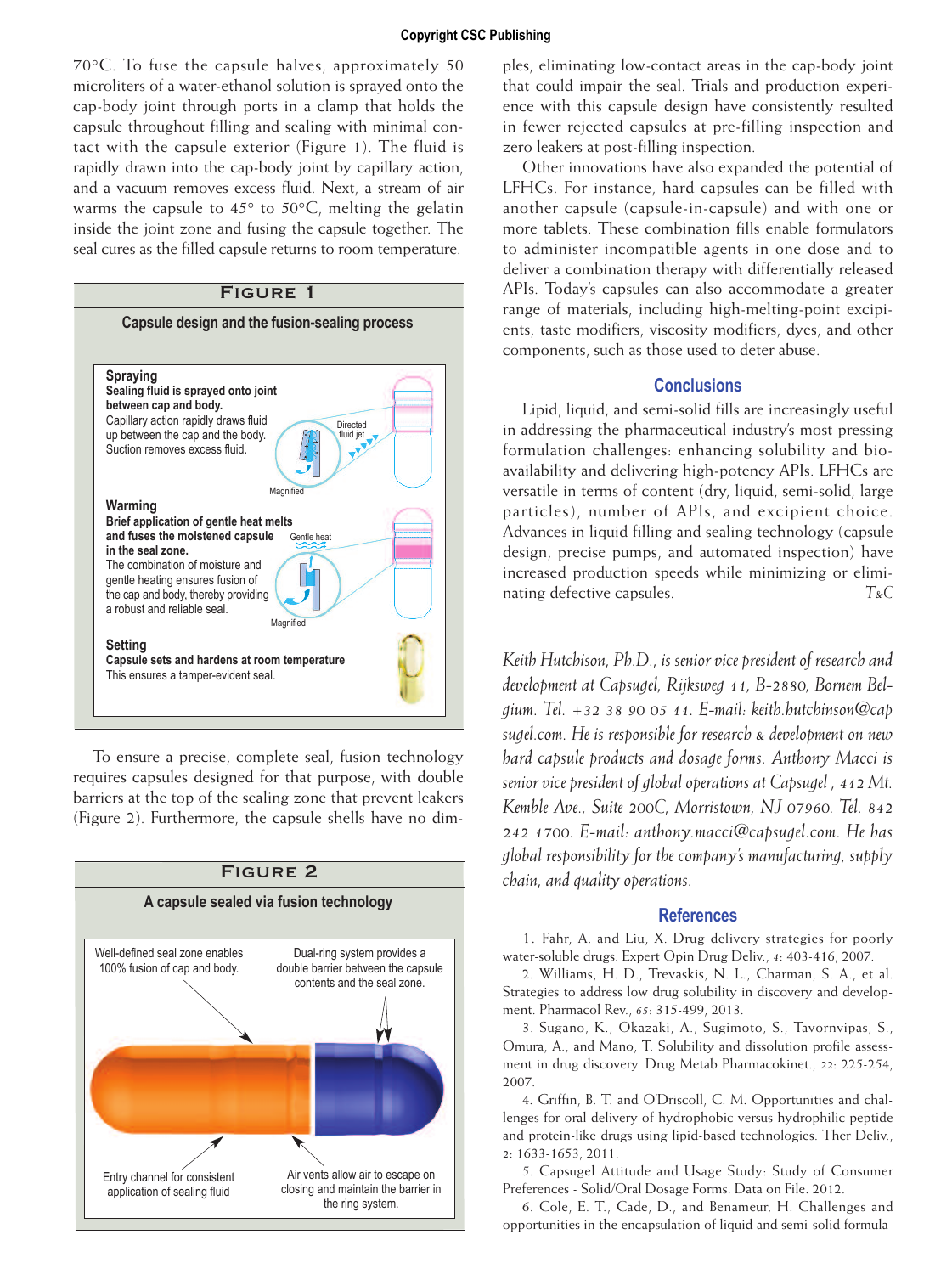70°C. To fuse the capsule halves, approximately 50 microliters of a water-ethanol solution is sprayed onto the cap-body joint through ports in a clamp that holds the capsule throughout filling and sealing with minimal contact with the capsule exterior (Figure 1). The fluid is rapidly drawn into the cap-body joint by capillary action, and a vacuum removes excess fluid. Next, a stream of air warms the capsule to 45° to 50°C, melting the gelatin inside the joint zone and fusing the capsule together. The seal cures as the filled capsule returns to room temperature.

**FIGURE 1**

**Capsule design and the fusion-sealing process**

**Spraying**
**Sealing fluid is sprayed onto joint between cap and body.**
Capillary action rapidly draws fluid up between the cap and the body. Suction removes excess fluid.

Directed fluid jet

Magnified

**Warming**
**Brief application of gentle heat melts and fuses the moistened capsule in the seal zone.**
The combination of moisture and gentle heating ensures fusion of the cap and body, thereby providing a robust and reliable seal.

Gentle heat

Magnified

**Setting**
**Capsule sets and hardens at room temperature**
This ensures a tamper-evident seal.

To ensure a precise, complete seal, fusion technology requires capsules designed for that purpose, with double barriers at the top of the sealing zone that prevent leakers (Figure 2). Furthermore, the capsule shells have no dimples, eliminating low-contact areas in the cap-body joint that could impair the seal. Trials and production experience with this capsule design have consistently resulted in fewer rejected capsules at pre-filling inspection and zero leakers at post-filling inspection.

**FIGURE 2**

**A capsule sealed via fusion technology**

Well-defined seal zone enables 100% fusion of cap and body.

Dual-ring system provides a double barrier between the capsule contents and the seal zone.

Entry channel for consistent application of sealing fluid

Air vents allow air to escape on closing and maintain the barrier in the ring system.

Other innovations have also expanded the potential of LFHCs. For instance, hard capsules can be filled with another capsule (capsule-in-capsule) and with one or more tablets. These combination fills enable formulators to administer incompatible agents in one dose and to deliver a combination therapy with differentially released APIs. Today's capsules can also accommodate a greater range of materials, including high-melting-point excipients, taste modifiers, viscosity modifiers, dyes, and other components, such as those used to deter abuse.

## Conclusions

Lipid, liquid, and semi-solid fills are increasingly useful in addressing the pharmaceutical industry's most pressing formulation challenges: enhancing solubility and bioavailability and delivering high-potency APIs. LFHCs are versatile in terms of content (dry, liquid, semi-solid, large particles), number of APIs, and excipient choice. Advances in liquid filling and sealing technology (capsule design, precise pumps, and automated inspection) have increased production speeds while minimizing or eliminating defective capsules. *T&C*

*Keith Hutchison, Ph.D., is senior vice president of research and development at Capsugel, Rijksweg 11, B-2880, Bornem Belgium. Tel. +32 38 90 05 11. E-mail: keith.hutchinson@capsugel.com. He is responsible for research & development on new hard capsule products and dosage forms. Anthony Macci is senior vice president of global operations at Capsugel, 412 Mt. Kemble Ave., Suite 200C, Morristown, NJ 07960. Tel. 842 242 1700. E-mail: anthony.macci@capsugel.com. He has global responsibility for the company's manufacturing, supply chain, and quality operations.*

## References

1. Fahr, A. and Liu, X. Drug delivery strategies for poorly water-soluble drugs. Expert Opin Drug Deliv., *4*: 403-416, 2007.
2. Williams, H. D., Trevaskis, N. L., Charman, S. A., et al. Strategies to address low drug solubility in discovery and development. Pharmacol Rev., *65*: 315-499, 2013.
3. Sugano, K., Okazaki, A., Sugimoto, S., Tavornvipas, S., Omura, A., and Mano, T. Solubility and dissolution profile assessment in drug discovery. Drug Metab Pharmacokinet., *22*: 225-254, 2007.
4. Griffin, B. T. and O'Driscoll, C. M. Opportunities and challenges for oral delivery of hydrophobic versus hydrophilic peptide and protein-like drugs using lipid-based technologies. Ther Deliv., *2*: 1633-1653, 2011.
5. Capsugel Attitude and Usage Study: Study of Consumer Preferences - Solid/Oral Dosage Forms. Data on File. 2012.
6. Cole, E. T., Cade, D., and Benameur, H. Challenges and opportunities in the encapsulation of liquid and semi-solid formula-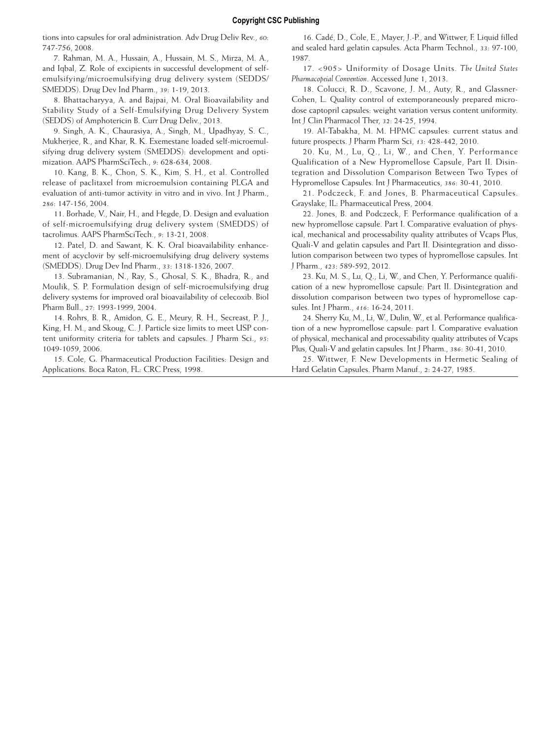tions into capsules for oral administration. Adv Drug Deliv Rev., *60*: 747-756, 2008.

7. Rahman, M. A., Hussain, A., Hussain, M. S., Mirza, M. A., and Iqbal, Z. Role of excipients in successful development of self-emulsifying/microemulsifying drug delivery system (SEDDS/SMEDDS). Drug Dev Ind Pharm., *39*: 1-19, 2013.

8. Bhattacharyya, A. and Bajpai, M. Oral Bioavailability and Stability Study of a Self-Emulsifying Drug Delivery System (SEDDS) of Amphotericin B. Curr Drug Deliv., 2013.

9. Singh, A. K., Chaurasiya, A., Singh, M., Upadhyay, S. C., Mukherjee, R., and Khar, R. K. Exemestane loaded self-microemulsifying drug delivery system (SMEDDS): development and optimization. AAPS PharmSciTech., *9*: 628-634, 2008.

10. Kang, B. K., Chon, S. K., Kim, S. H., et al. Controlled release of paclitaxel from microemulsion containing PLGA and evaluation of anti-tumor activity in vitro and in vivo. Int J Pharm., *286*: 147-156, 2004.

11. Borhade, V., Nair, H., and Hegde, D. Design and evaluation of self-microemulsifying drug delivery system (SMEDDS) of tacrolimus. AAPS PharmSciTech., *9*: 13-21, 2008.

12. Patel, D. and Sawant, K. K. Oral bioavailability enhancement of acyclovir by self-microemulsifying drug delivery systems (SMEDDS). Drug Dev Ind Pharm., *33*: 1318-1326, 2007.

13. Subramanian, N., Ray, S., Ghosal, S. K., Bhadra, R., and Moulik, S. P. Formulation design of self-microemulsifying drug delivery systems for improved oral bioavailability of celecoxib. Biol Pharm Bull., *27*: 1993-1999, 2004.

14. Rohrs, B. R., Amidon, G. E., Meury, R. H., Secreast, P. J., King, H. M., and Skoug, C. J. Particle size limits to meet USP content uniformity criteria for tablets and capsules. J Pharm Sci., *95*: 1049-1059, 2006.

15. Cole, G. Pharmaceutical Production Facilities: Design and Applications. Boca Raton, FL: CRC Press, 1998.

16. Cadé, D., Cole, E., Mayer, J.-P., and Wittwer, F. Liquid filled and sealed hard gelatin capsules. Acta Pharm Technol., *33*: 97-100, 1987.

17. <905> Uniformity of Dosage Units. *The United States Pharmacopeial Convention*. Accessed June 1, 2013.

18. Colucci, R. D., Scavone, J. M., Auty, R., and Glassner-Cohen, L. Quality control of extemporaneously prepared microdose captopril capsules: weight variation versus content uniformity. Int J Clin Pharmacol Ther, *32*: 24-25, 1994.

19. Al-Tabakha, M. M. HPMC capsules: current status and future prospects. J Pharm Pharm Sci, *13*: 428-442, 2010.

20. Ku, M., Lu, Q., Li, W., and Chen, Y. Performance Qualification of a New Hypromellose Capsule, Part II. Disintegration and Dissolution Comparison Between Two Types of Hypromellose Capsules. Int J Pharmaceutics, *386*: 30-41, 2010.

21. Podczeck, F. and Jones, B. Pharmaceutical Capsules. Grayslake, IL: Pharmaceutical Press, 2004.

22. Jones, B. and Podczeck, F. Performance qualification of a new hypromellose capsule. Part I. Comparative evaluation of physical, mechanical and processability quality attributes of Vcaps Plus, Quali-V and gelatin capsules and Part II. Disintegration and dissolution comparison between two types of hypromellose capsules. Int J Pharm., *423*: 589-592, 2012.

23. Ku, M. S., Lu, Q., Li, W., and Chen, Y. Performance qualification of a new hypromellose capsule: Part II. Disintegration and dissolution comparison between two types of hypromellose capsules. Int J Pharm., *416*: 16-24, 2011.

24. Sherry Ku, M., Li, W., Dulin, W., et al. Performance qualification of a new hypromellose capsule: part I. Comparative evaluation of physical, mechanical and processability quality attributes of Vcaps Plus, Quali-V and gelatin capsules. Int J Pharm., *386*: 30-41, 2010.

25. Wittwer, F. New Developments in Hermetic Sealing of Hard Gelatin Capsules. Pharm Manuf., *2*: 24-27, 1985.